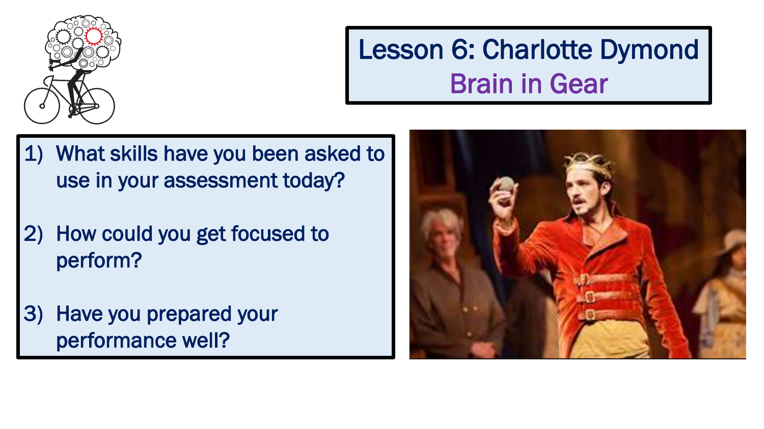# Lesson 6: Charlotte Dymond

## Brain in Gear

1) What skills have you been asked to use in your assessment today?

2) How could you get focused to perform?

3) Have you prepared your performance well?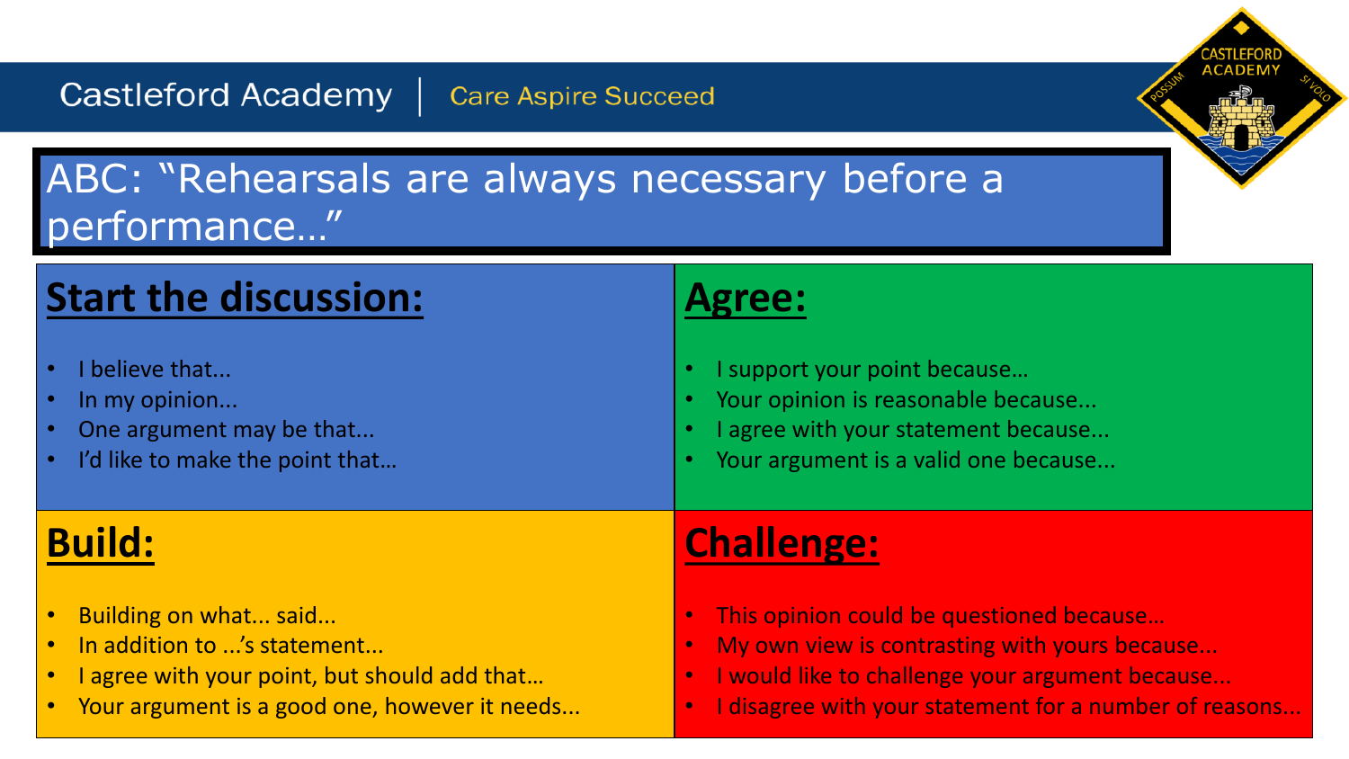Castleford Academy | Care Aspire Succeed

# ABC: "Rehearsals are always necessary before a performance…"

## Start the discussion:

- I believe that...
- In my opinion...
- One argument may be that...
- I'd like to make the point that…

## Agree:

- I support your point because…
- Your opinion is reasonable because...
- I agree with your statement because...
- Your argument is a valid one because...

## Build:

- Building on what... said...
- In addition to ...'s statement...
- I agree with your point, but should add that…
- Your argument is a good one, however it needs...

## Challenge:

- This opinion could be questioned because…
- My own view is contrasting with yours because...
- I would like to challenge your argument because...
- I disagree with your statement for a number of reasons...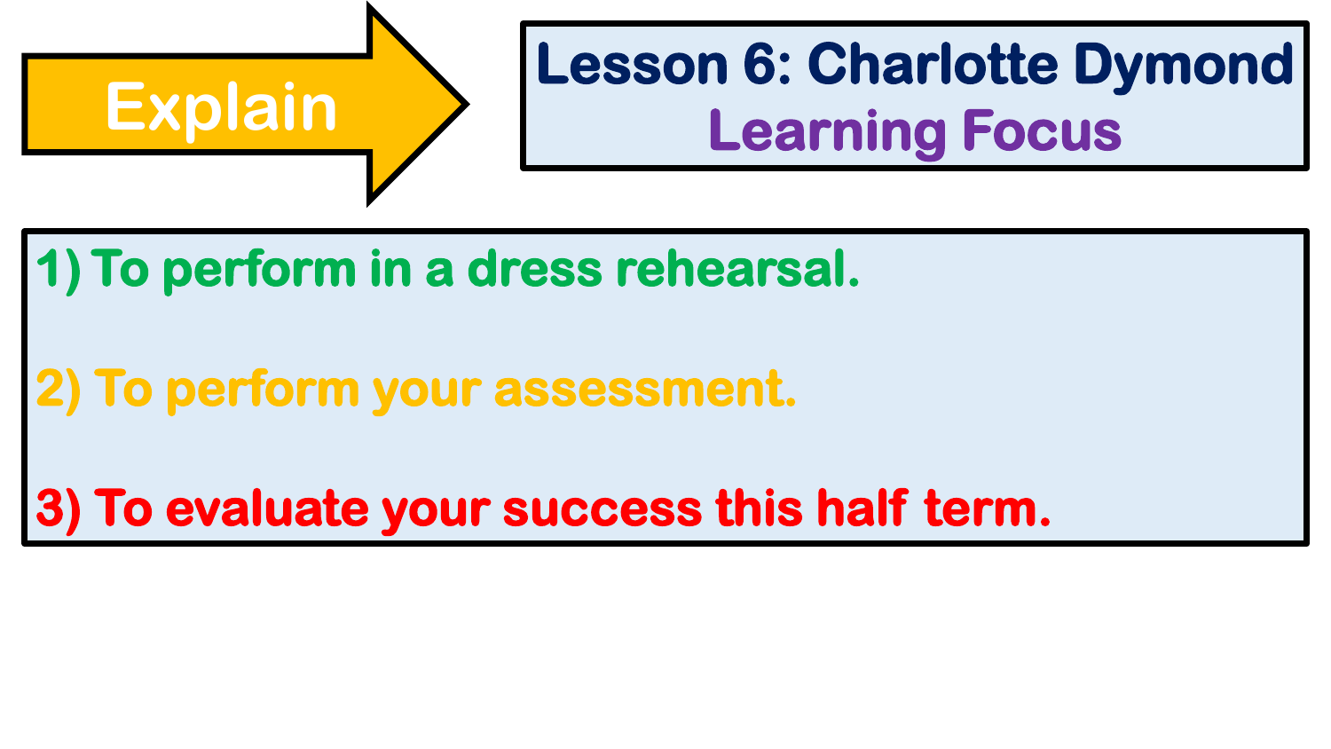**Explain**

# Lesson 6: Charlotte Dymond

## Learning Focus

1) To perform in a dress rehearsal.

2) To perform your assessment.

3) To evaluate your success this half term.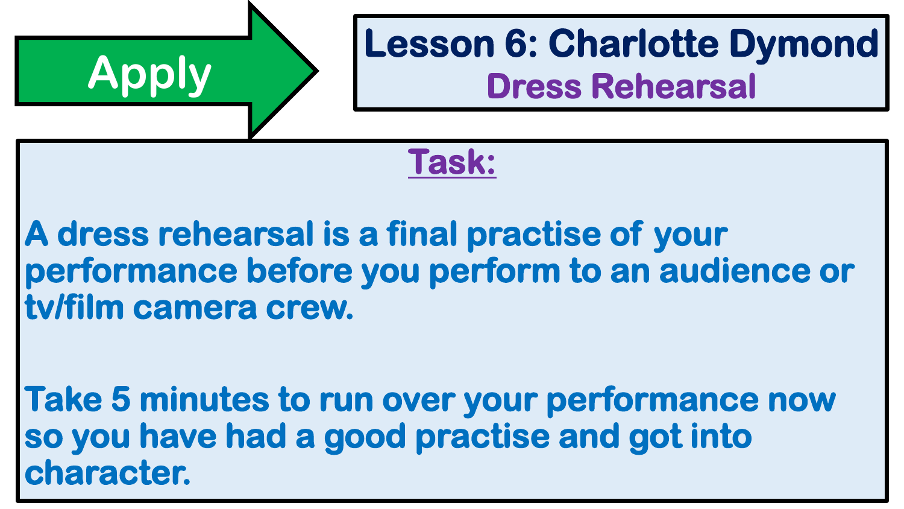**Apply**

# Lesson 6: Charlotte Dymond

## Dress Rehearsal

**Task:**

A dress rehearsal is a final practise of your performance before you perform to an audience or tv/film camera crew.

Take 5 minutes to run over your performance now so you have had a good practise and got into character.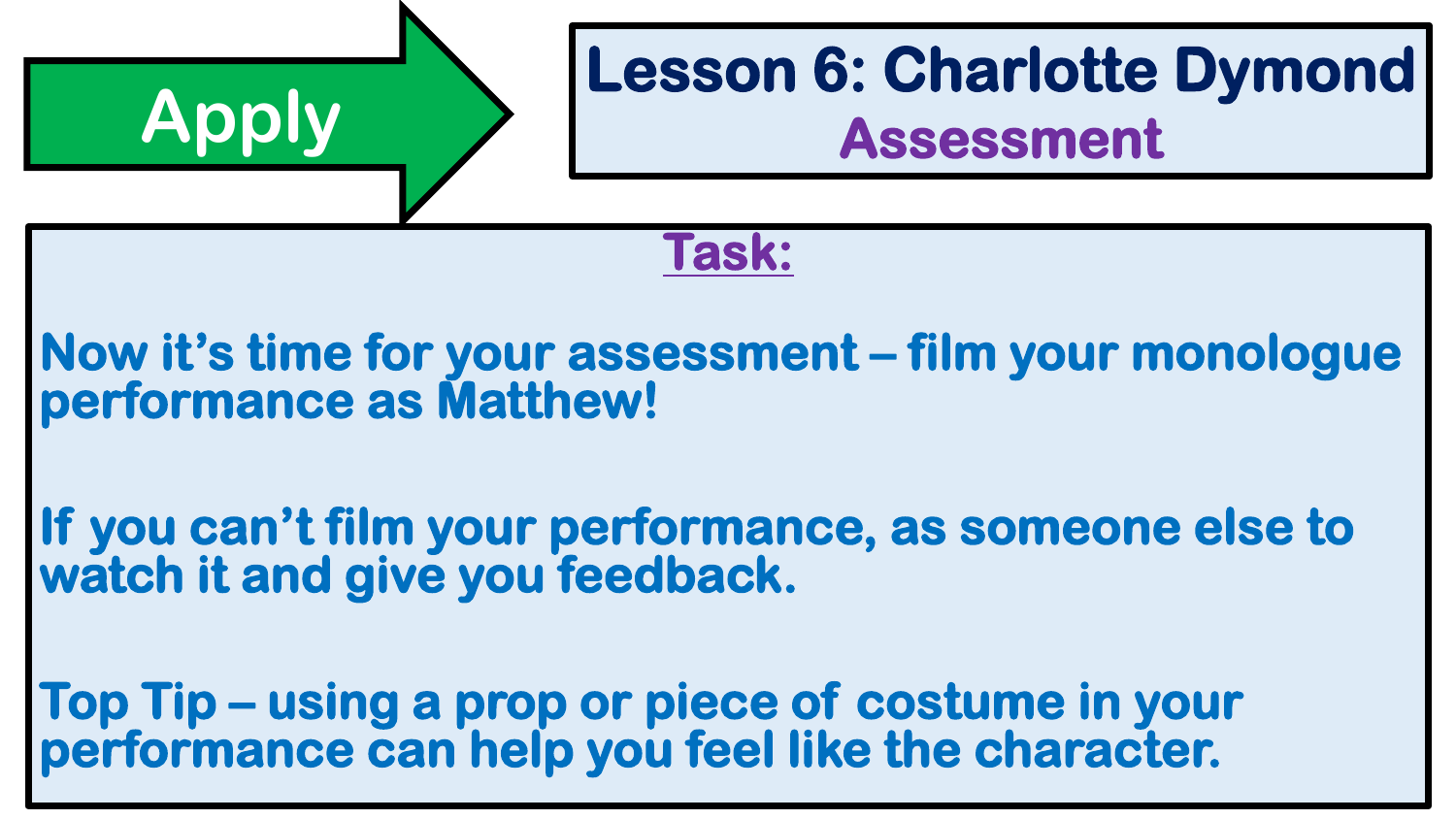**Apply**

# Lesson 6: Charlotte Dymond

## Assessment

### Task:

Now it's time for your assessment – film your monologue performance as Matthew!

If you can't film your performance, as someone else to watch it and give you feedback.

Top Tip – using a prop or piece of costume in your performance can help you feel like the character.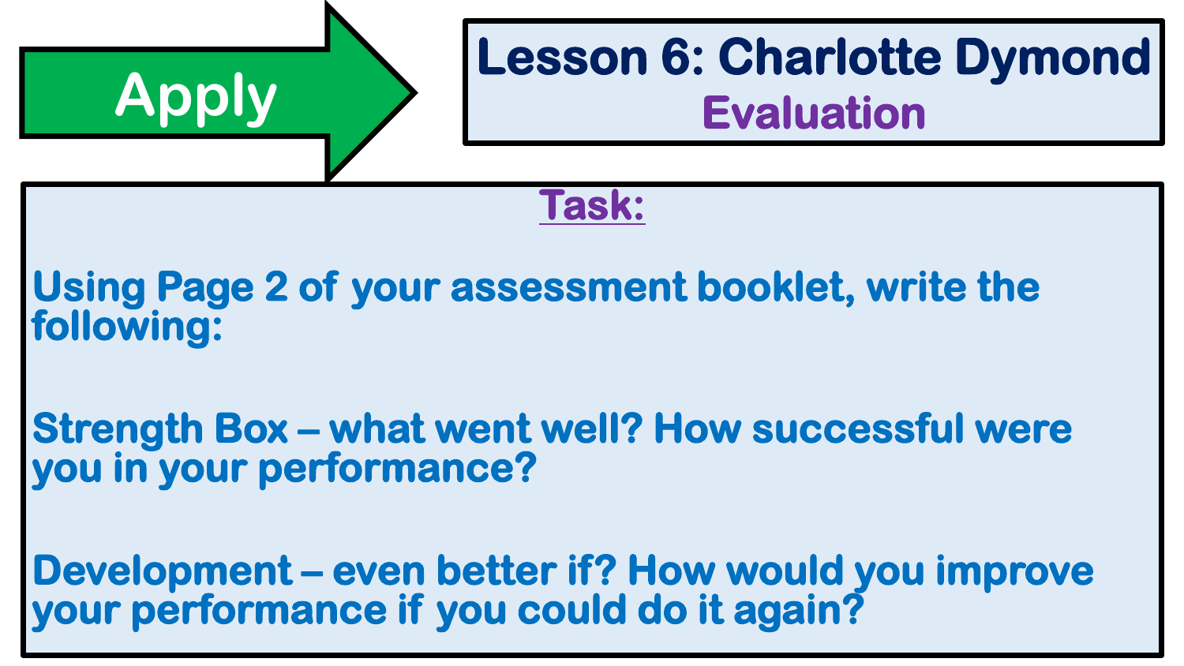**Apply**

# Lesson 6: Charlotte Dymond

## Evaluation

**Task:**

Using Page 2 of your assessment booklet, write the following:

**Strength Box – what went well? How successful were you in your performance?**

**Development – even better if? How would you improve your performance if you could do it again?**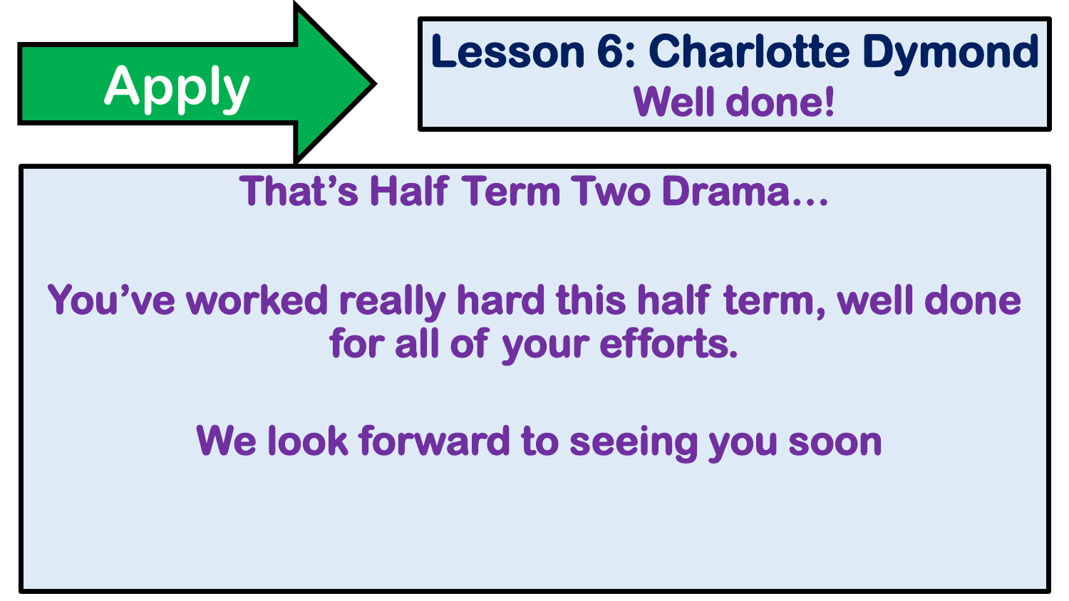Apply

# Lesson 6: Charlotte Dymond

**Well done!**

**That's Half Term Two Drama…**

**You've worked really hard this half term, well done for all of your efforts.**

**We look forward to seeing you soon**